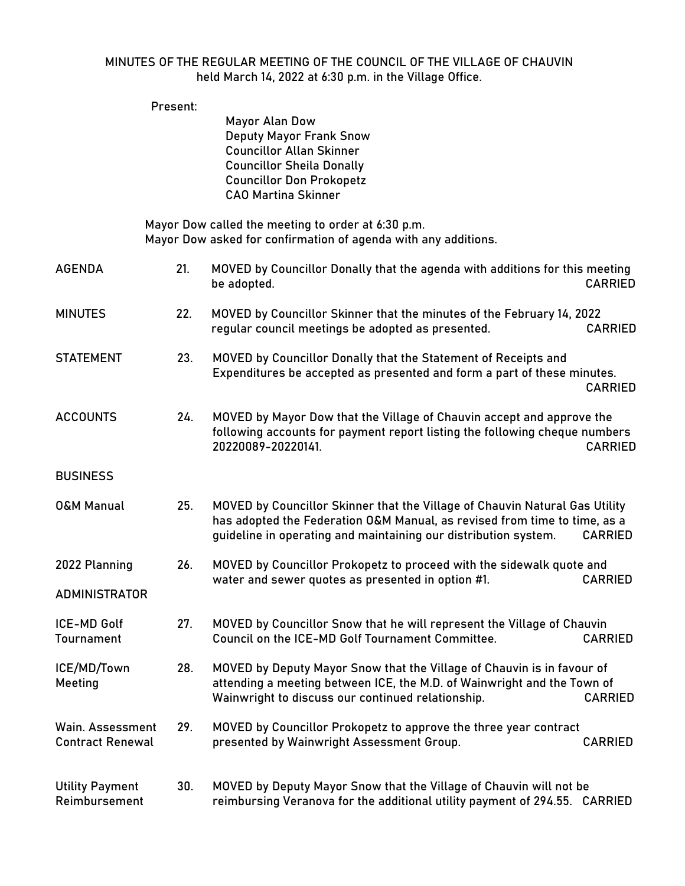# MINUTES OF THE REGULAR MEETING OF THE COUNCIL OF THE VILLAGE OF CHAUVIN

held March 14, 2022 at 6:30 p.m. in the Village Office.

Present:

Mayor Alan Dow
Deputy Mayor Frank Snow
Councillor Allan Skinner
Councillor Sheila Donally
Councillor Don Prokopetz
CAO Martina Skinner

Mayor Dow called the meeting to order at 6:30 p.m.
Mayor Dow asked for confirmation of agenda with any additions.

| | | |
|---|---|---|
| AGENDA | 21. | MOVED by Councillor Donally that the agenda with additions for this meeting be adopted. CARRIED |
| MINUTES | 22. | MOVED by Councillor Skinner that the minutes of the February 14, 2022 regular council meetings be adopted as presented. CARRIED |
| STATEMENT | 23. | MOVED by Councillor Donally that the Statement of Receipts and Expenditures be accepted as presented and form a part of these minutes. CARRIED |
| ACCOUNTS | 24. | MOVED by Mayor Dow that the Village of Chauvin accept and approve the following accounts for payment report listing the following cheque numbers 20220089-20220141. CARRIED |
| BUSINESS | | |
| O&M Manual | 25. | MOVED by Councillor Skinner that the Village of Chauvin Natural Gas Utility has adopted the Federation O&M Manual, as revised from time to time, as a guideline in operating and maintaining our distribution system. CARRIED |
| 2022 Planning | 26. | MOVED by Councillor Prokopetz to proceed with the sidewalk quote and water and sewer quotes as presented in option #1. CARRIED |
| ADMINISTRATOR | | |
| ICE-MD Golf Tournament | 27. | MOVED by Councillor Snow that he will represent the Village of Chauvin Council on the ICE-MD Golf Tournament Committee. CARRIED |
| ICE/MD/Town Meeting | 28. | MOVED by Deputy Mayor Snow that the Village of Chauvin is in favour of attending a meeting between ICE, the M.D. of Wainwright and the Town of Wainwright to discuss our continued relationship. CARRIED |
| Wain. Assessment Contract Renewal | 29. | MOVED by Councillor Prokopetz to approve the three year contract presented by Wainwright Assessment Group. CARRIED |
| Utility Payment Reimbursement | 30. | MOVED by Deputy Mayor Snow that the Village of Chauvin will not be reimbursing Veranova for the additional utility payment of 294.55. CARRIED |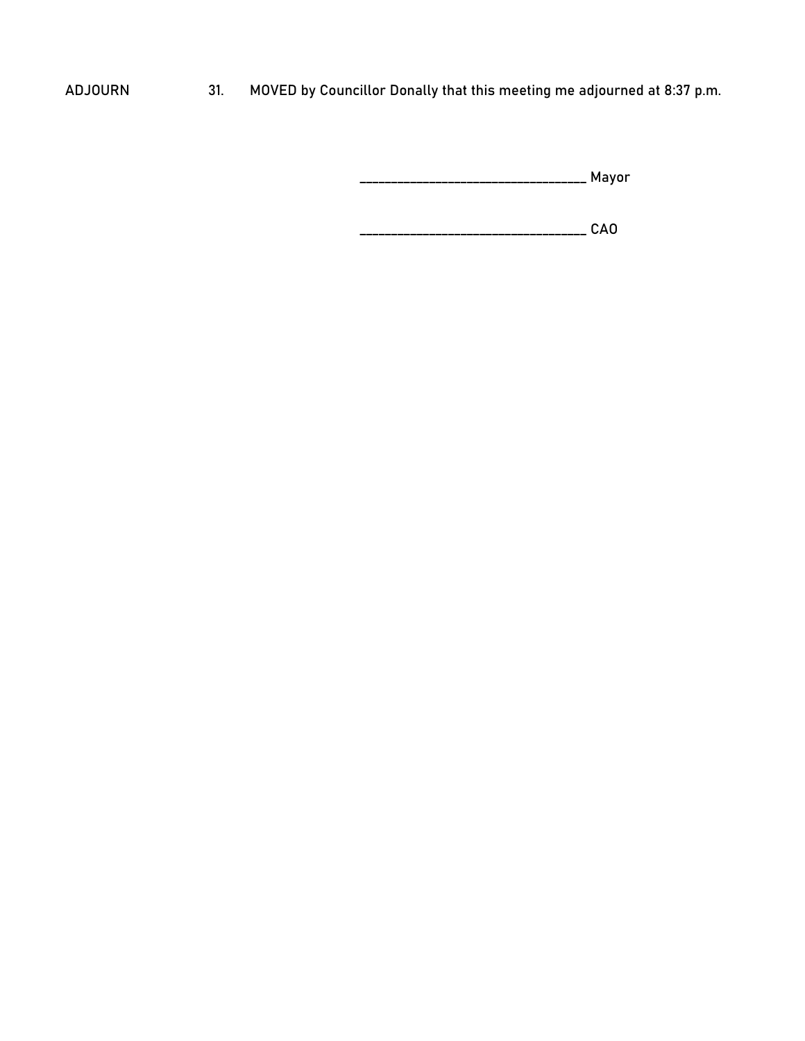ADJOURN 31. MOVED by Councillor Donally that this meeting me adjourned at 8:37 p.m.

__________________________________ Mayor

__________________________________ CAO